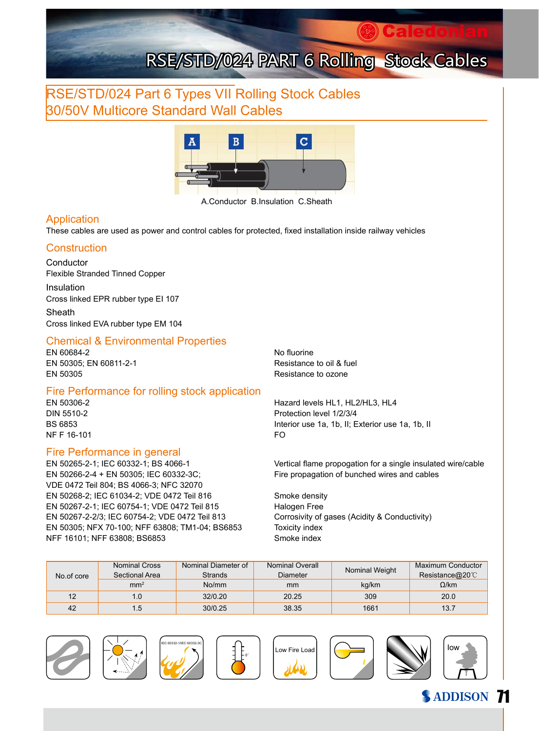# RSE/STD/024 PART 6 Rolling Stock Cables

## RSE/STD/024 Part 6 Types VII Rolling Stock Cables
## 30/50V Multicore Standard Wall Cables

A.Conductor B.Insulation C.Sheath

### Application

These cables are used as power and control cables for protected, fixed installation inside railway vehicles

### Construction

**Conductor**
Flexible Stranded Tinned Copper

**Insulation**
Cross linked EPR rubber type EI 107

**Sheath**
Cross linked EVA rubber type EM 104

### Chemical & Environmental Properties

| | |
|---|---|
| EN 60684-2 | No fluorine |
| EN 50305; EN 60811-2-1 | Resistance to oil & fuel |
| EN 50305 | Resistance to ozone |

### Fire Performance for rolling stock application

| | |
|---|---|
| EN 50306-2 | Hazard levels HL1, HL2/HL3, HL4 |
| DIN 5510-2 | Protection level 1/2/3/4 |
| BS 6853 | Interior use 1a, 1b, II; Exterior use 1a, 1b, II |
| NF F 16-101 | FO |

### Fire Performance in general

| | |
|---|---|
| EN 50265-2-1; IEC 60332-1; BS 4066-1 | Vertical flame propogation for a single insulated wire/cable |
| EN 50266-2-4 + EN 50305; IEC 60332-3C; VDE 0472 Teil 804; BS 4066-3; NFC 32070 | Fire propagation of bunched wires and cables |
| EN 50268-2; IEC 61034-2; VDE 0472 Teil 816 | Smoke density |
| EN 50267-2-1; IEC 60754-1; VDE 0472 Teil 815 | Halogen Free |
| EN 50267-2-2/3; IEC 60754-2; VDE 0472 Teil 813 | Corrosivity of gases (Acidity & Conductivity) |
| EN 50305; NFX 70-100; NFF 63808; TM1-04; BS6853 | Toxicity index |
| NFF 16101; NFF 63808; BS6853 | Smoke index |

| No.of core | Nominal Cross Sectional Area | Nominal Diameter of Strands | Nominal Overall Diameter | Nominal Weight | Maximum Conductor Resistance@20℃ |
|---|---|---|---|---|---|
| | $mm^2$ | No/mm | mm | kg/km | Ω/km |
| 12 | 1.0 | 32/0.20 | 20.25 | 309 | 20.0 |
| 42 | 1.5 | 30/0.25 | 38.35 | 1661 | 13.7 |

IEC 60332-1/IEC 60332-3C

Low Fire Load

low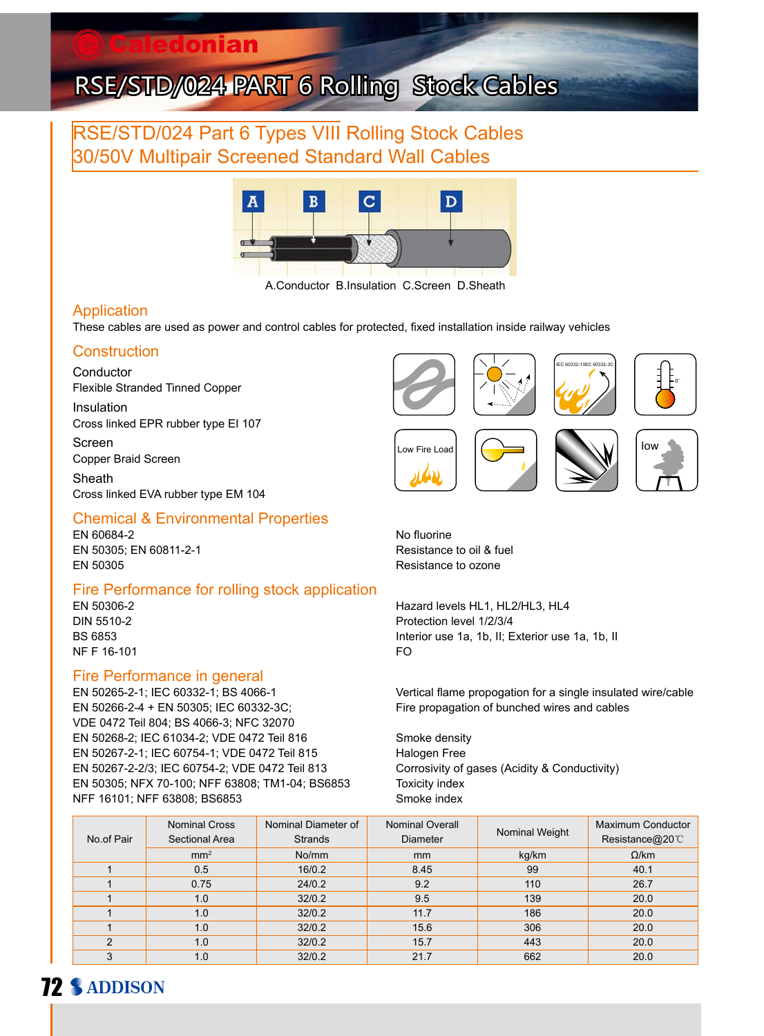# RSE/STD/024 PART 6 Rolling Stock Cables

## RSE/STD/024 Part 6 Types VIII Rolling Stock Cables 30/50V Multipair Screened Standard Wall Cables

A.Conductor B.Insulation C.Screen D.Sheath

### Application

These cables are used as power and control cables for protected, fixed installation inside railway vehicles

### Construction

Conductor
Flexible Stranded Tinned Copper

Insulation
Cross linked EPR rubber type EI 107

Screen
Copper Braid Screen

Sheath
Cross linked EVA rubber type EM 104

### Chemical & Environmental Properties

| | |
|---|---|
| EN 60684-2 | No fluorine |
| EN 50305; EN 60811-2-1 | Resistance to oil & fuel |
| EN 50305 | Resistance to ozone |

### Fire Performance for rolling stock application

| | |
|---|---|
| EN 50306-2 | Hazard levels HL1, HL2/HL3, HL4 |
| DIN 5510-2 | Protection level 1/2/3/4 |
| BS 6853 | Interior use 1a, 1b, II; Exterior use 1a, 1b, II |
| NF F 16-101 | FO |

### Fire Performance in general

| | |
|---|---|
| EN 50265-2-1; IEC 60332-1; BS 4066-1 | Vertical flame propogation for a single insulated wire/cable |
| EN 50266-2-4 + EN 50305; IEC 60332-3C; VDE 0472 Teil 804; BS 4066-3; NFC 32070 | Fire propagation of bunched wires and cables |
| EN 50268-2; IEC 61034-2; VDE 0472 Teil 816 | Smoke density |
| EN 50267-2-1; IEC 60754-1; VDE 0472 Teil 815 | Halogen Free |
| EN 50267-2-2/3; IEC 60754-2; VDE 0472 Teil 813 | Corrosivity of gases (Acidity & Conductivity) |
| EN 50305; NFX 70-100; NFF 63808; TM1-04; BS6853 | Toxicity index |
| NFF 16101; NFF 63808; BS6853 | Smoke index |

| No.of Pair | Nominal Cross Sectional Area | Nominal Diameter of Strands | Nominal Overall Diameter | Nominal Weight | Maximum Conductor Resistance@20℃ |
|---|---|---|---|---|---|
| | $mm^2$ | No/mm | mm | kg/km | Ω/km |
| 1 | 0.5 | 16/0.2 | 8.45 | 99 | 40.1 |
| 1 | 0.75 | 24/0.2 | 9.2 | 110 | 26.7 |
| 1 | 1.0 | 32/0.2 | 9.5 | 139 | 20.0 |
| 1 | 1.0 | 32/0.2 | 11.7 | 186 | 20.0 |
| 1 | 1.0 | 32/0.2 | 15.6 | 306 | 20.0 |
| 2 | 1.0 | 32/0.2 | 15.7 | 443 | 20.0 |
| 3 | 1.0 | 32/0.2 | 21.7 | 662 | 20.0 |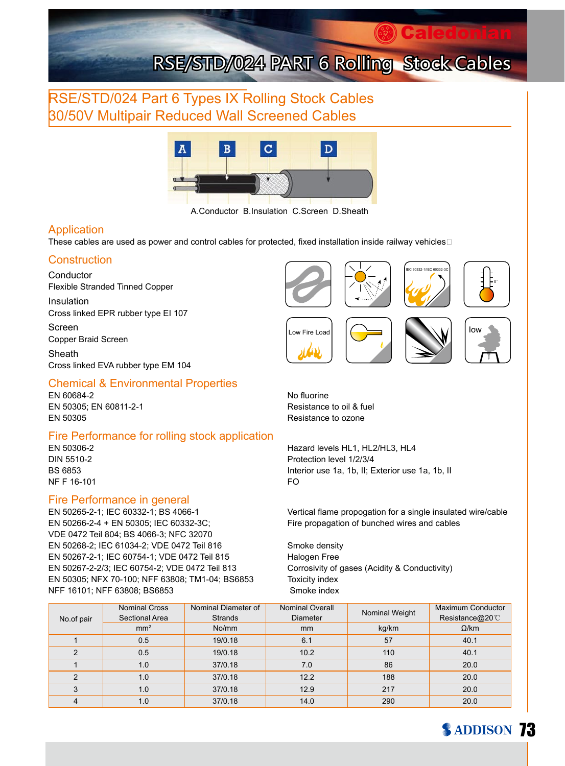# RSE/STD/024 PART 6 Rolling Stock Cables

## RSE/STD/024 Part 6 Types IX Rolling Stock Cables
## 30/50V Multipair Reduced Wall Screened Cables

A.Conductor B.Insulation C.Screen D.Sheath

### Application

These cables are used as power and control cables for protected, fixed installation inside railway vehicles

### Construction

Conductor
Flexible Stranded Tinned Copper

Insulation
Cross linked EPR rubber type EI 107

Screen
Copper Braid Screen

Sheath
Cross linked EVA rubber type EM 104

### Chemical & Environmental Properties

| | |
|---|---|
| EN 60684-2 | No fluorine |
| EN 50305; EN 60811-2-1 | Resistance to oil & fuel |
| EN 50305 | Resistance to ozone |

### Fire Performance for rolling stock application

| | |
|---|---|
| EN 50306-2 | Hazard levels HL1, HL2/HL3, HL4 |
| DIN 5510-2 | Protection level 1/2/3/4 |
| BS 6853 | Interior use 1a, 1b, II; Exterior use 1a, 1b, II |
| NF F 16-101 | FO |

### Fire Performance in general

| | |
|---|---|
| EN 50265-2-1; IEC 60332-1; BS 4066-1 | Vertical flame propogation for a single insulated wire/cable |
| EN 50266-2-4 + EN 50305; IEC 60332-3C; VDE 0472 Teil 804; BS 4066-3; NFC 32070 | Fire propagation of bunched wires and cables |
| EN 50268-2; IEC 61034-2; VDE 0472 Teil 816 | Smoke density |
| EN 50267-2-1; IEC 60754-1; VDE 0472 Teil 815 | Halogen Free |
| EN 50267-2-2/3; IEC 60754-2; VDE 0472 Teil 813 | Corrosivity of gases (Acidity & Conductivity) |
| EN 50305; NFX 70-100; NFF 63808; TM1-04; BS6853 | Toxicity index |
| NFF 16101; NFF 63808; BS6853 | Smoke index |

| No.of pair | Nominal Cross Sectional Area | Nominal Diameter of Strands | Nominal Overall Diameter | Nominal Weight | Maximum Conductor Resistance@20℃ |
|---|---|---|---|---|---|
| | $mm^2$ | No/mm | mm | kg/km | Ω/km |
| 1 | 0.5 | 19/0.18 | 6.1 | 57 | 40.1 |
| 2 | 0.5 | 19/0.18 | 10.2 | 110 | 40.1 |
| 1 | 1.0 | 37/0.18 | 7.0 | 86 | 20.0 |
| 2 | 1.0 | 37/0.18 | 12.2 | 188 | 20.0 |
| 3 | 1.0 | 37/0.18 | 12.9 | 217 | 20.0 |
| 4 | 1.0 | 37/0.18 | 14.0 | 290 | 20.0 |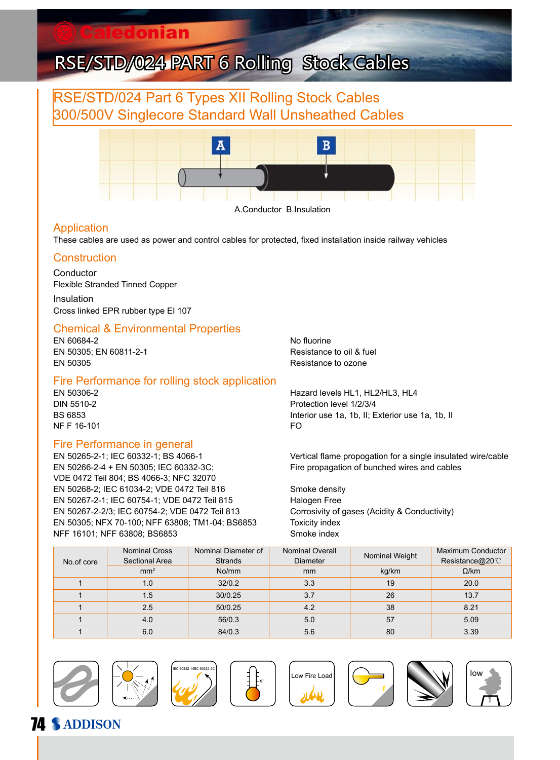# RSE/STD/024 PART 6 Rolling Stock Cables

## RSE/STD/024 Part 6 Types XII Rolling Stock Cables 300/500V Singlecore Standard Wall Unsheathed Cables

A.Conductor B.Insulation

### Application

These cables are used as power and control cables for protected, fixed installation inside railway vehicles

### Construction

**Conductor**

Flexible Stranded Tinned Copper

**Insulation**

Cross linked EPR rubber type EI 107

### Chemical & Environmental Properties

| | |
|---|---|
| EN 60684-2 | No fluorine |
| EN 50305; EN 60811-2-1 | Resistance to oil & fuel |
| EN 50305 | Resistance to ozone |

### Fire Performance for rolling stock application

| | |
|---|---|
| EN 50306-2 | Hazard levels HL1, HL2/HL3, HL4 |
| DIN 5510-2 | Protection level 1/2/3/4 |
| BS 6853 | Interior use 1a, 1b, II; Exterior use 1a, 1b, II |
| NF F 16-101 | FO |

### Fire Performance in general

| | |
|---|---|
| EN 50265-2-1; IEC 60332-1; BS 4066-1 | Vertical flame propogation for a single insulated wire/cable |
| EN 50266-2-4 + EN 50305; IEC 60332-3C; VDE 0472 Teil 804; BS 4066-3; NFC 32070 | Fire propagation of bunched wires and cables |
| EN 50268-2; IEC 61034-2; VDE 0472 Teil 816 | Smoke density |
| EN 50267-2-1; IEC 60754-1; VDE 0472 Teil 815 | Halogen Free |
| EN 50267-2-2/3; IEC 60754-2; VDE 0472 Teil 813 | Corrosivity of gases (Acidity & Conductivity) |
| EN 50305; NFX 70-100; NFF 63808; TM1-04; BS6853 | Toxicity index |
| NFF 16101; NFF 63808; BS6853 | Smoke index |

| No.of core | Nominal Cross Sectional Area | Nominal Diameter of Strands | Nominal Overall Diameter | Nominal Weight | Maximum Conductor Resistance@20℃ |
|---|---|---|---|---|---|
| | $mm^2$ | No/mm | mm | kg/km | Ω/km |
| 1 | 1.0 | 32/0.2 | 3.3 | 19 | 20.0 |
| 1 | 1.5 | 30/0.25 | 3.7 | 26 | 13.7 |
| 1 | 2.5 | 50/0.25 | 4.2 | 38 | 8.21 |
| 1 | 4.0 | 56/0.3 | 5.0 | 57 | 5.09 |
| 1 | 6.0 | 84/0.3 | 5.6 | 80 | 3.39 |

IEC 60332-1/IEC 60332-3C

Low Fire Load

low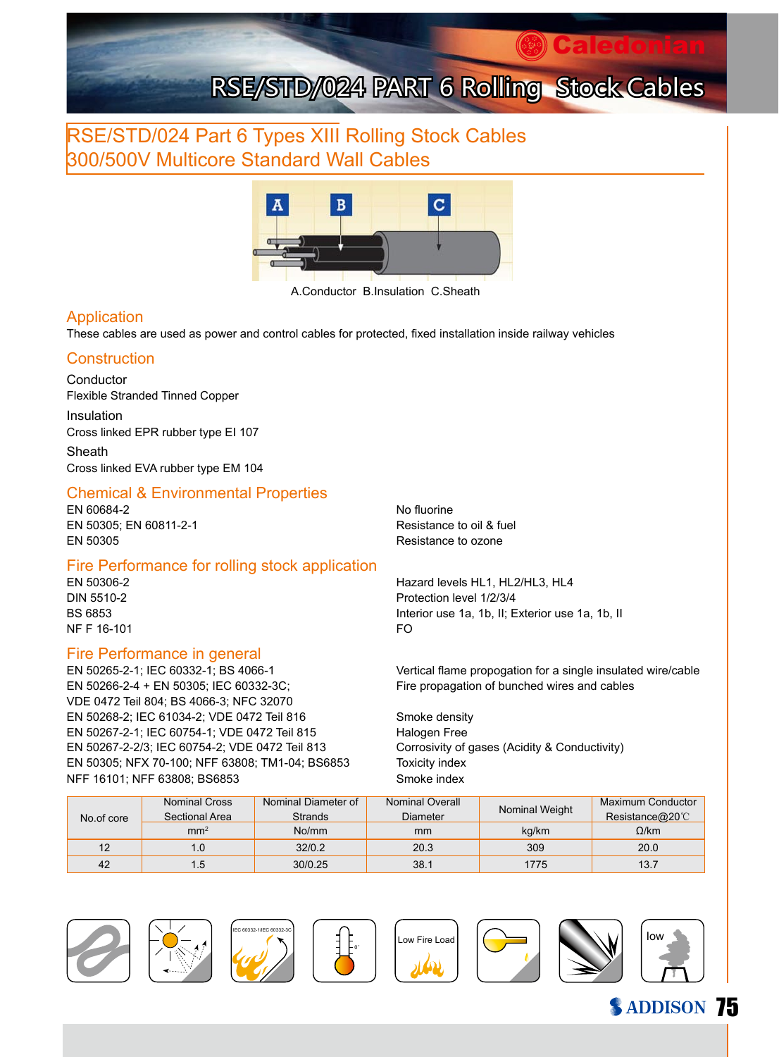# RSE/STD/024 Part 6 Types XIII Rolling Stock Cables
# 300/500V Multicore Standard Wall Cables

A.Conductor B.Insulation C.Sheath

## Application

These cables are used as power and control cables for protected, fixed installation inside railway vehicles

## Construction

### Conductor

Flexible Stranded Tinned Copper

### Insulation

Cross linked EPR rubber type EI 107

### Sheath

Cross linked EVA rubber type EM 104

## Chemical & Environmental Properties

| | |
|---|---|
| EN 60684-2 | No fluorine |
| EN 50305; EN 60811-2-1 | Resistance to oil & fuel |
| EN 50305 | Resistance to ozone |

## Fire Performance for rolling stock application

| | |
|---|---|
| EN 50306-2 | Hazard levels HL1, HL2/HL3, HL4 |
| DIN 5510-2 | Protection level 1/2/3/4 |
| BS 6853 | Interior use 1a, 1b, II; Exterior use 1a, 1b, II |
| NF F 16-101 | FO |

## Fire Performance in general

| | |
|---|---|
| EN 50265-2-1; IEC 60332-1; BS 4066-1 | Vertical flame propogation for a single insulated wire/cable |
| EN 50266-2-4 + EN 50305; IEC 60332-3C; VDE 0472 Teil 804; BS 4066-3; NFC 32070 | Fire propagation of bunched wires and cables |
| EN 50268-2; IEC 61034-2; VDE 0472 Teil 816 | Smoke density |
| EN 50267-2-1; IEC 60754-1; VDE 0472 Teil 815 | Halogen Free |
| EN 50267-2-2/3; IEC 60754-2; VDE 0472 Teil 813 | Corrosivity of gases (Acidity & Conductivity) |
| EN 50305; NFX 70-100; NFF 63808; TM1-04; BS6853 | Toxicity index |
| NFF 16101; NFF 63808; BS6853 | Smoke index |

| No.of core | Nominal Cross Sectional Area | Nominal Diameter of Strands | Nominal Overall Diameter | Nominal Weight | Maximum Conductor Resistance@20℃ |
|---|---|---|---|---|---|
| | $mm^2$ | No/mm | mm | kg/km | Ω/km |
| 12 | 1.0 | 32/0.2 | 20.3 | 309 | 20.0 |
| 42 | 1.5 | 30/0.25 | 38.1 | 1775 | 13.7 |

IEC 60332-1/IEC 60332-3C

Low Fire Load

low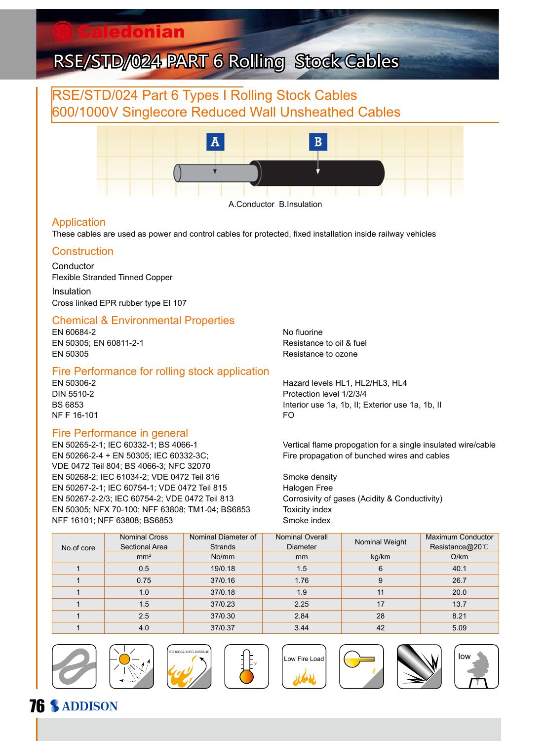# RSE/STD/024 PART 6 Rolling Stock Cables

## RSE/STD/024 Part 6 Types I Rolling Stock Cables
## 600/1000V Singlecore Reduced Wall Unsheathed Cables

A.Conductor B.Insulation

### Application

These cables are used as power and control cables for protected, fixed installation inside railway vehicles

### Construction

**Conductor**
Flexible Stranded Tinned Copper

**Insulation**
Cross linked EPR rubber type EI 107

### Chemical & Environmental Properties

| | |
|---|---|
| EN 60684-2 | No fluorine |
| EN 50305; EN 60811-2-1 | Resistance to oil & fuel |
| EN 50305 | Resistance to ozone |

### Fire Performance for rolling stock application

| | |
|---|---|
| EN 50306-2 | Hazard levels HL1, HL2/HL3, HL4 |
| DIN 5510-2 | Protection level 1/2/3/4 |
| BS 6853 | Interior use 1a, 1b, II; Exterior use 1a, 1b, II |
| NF F 16-101 | FO |

### Fire Performance in general

| | |
|---|---|
| EN 50265-2-1; IEC 60332-1; BS 4066-1 | Vertical flame propogation for a single insulated wire/cable |
| EN 50266-2-4 + EN 50305; IEC 60332-3C; VDE 0472 Teil 804; BS 4066-3; NFC 32070 | Fire propagation of bunched wires and cables |
| EN 50268-2; IEC 61034-2; VDE 0472 Teil 816 | Smoke density |
| EN 50267-2-1; IEC 60754-1; VDE 0472 Teil 815 | Halogen Free |
| EN 50267-2-2/3; IEC 60754-2; VDE 0472 Teil 813 | Corrosivity of gases (Acidity & Conductivity) |
| EN 50305; NFX 70-100; NFF 63808; TM1-04; BS6853 | Toxicity index |
| NFF 16101; NFF 63808; BS6853 | Smoke index |

| No.of core | Nominal Cross Sectional Area | Nominal Diameter of Strands | Nominal Overall Diameter | Nominal Weight | Maximum Conductor Resistance@20℃ |
|---|---|---|---|---|---|
| | $mm^2$ | No/mm | mm | kg/km | Ω/km |
| 1 | 0.5 | 19/0.18 | 1.5 | 6 | 40.1 |
| 1 | 0.75 | 37/0.16 | 1.76 | 9 | 26.7 |
| 1 | 1.0 | 37/0.18 | 1.9 | 11 | 20.0 |
| 1 | 1.5 | 37/0.23 | 2.25 | 17 | 13.7 |
| 1 | 2.5 | 37/0.30 | 2.84 | 28 | 8.21 |
| 1 | 4.0 | 37/0.37 | 3.44 | 42 | 5.09 |

IEC 60332-1/IEC 60332-3C &nbsp; Low Fire Load &nbsp; low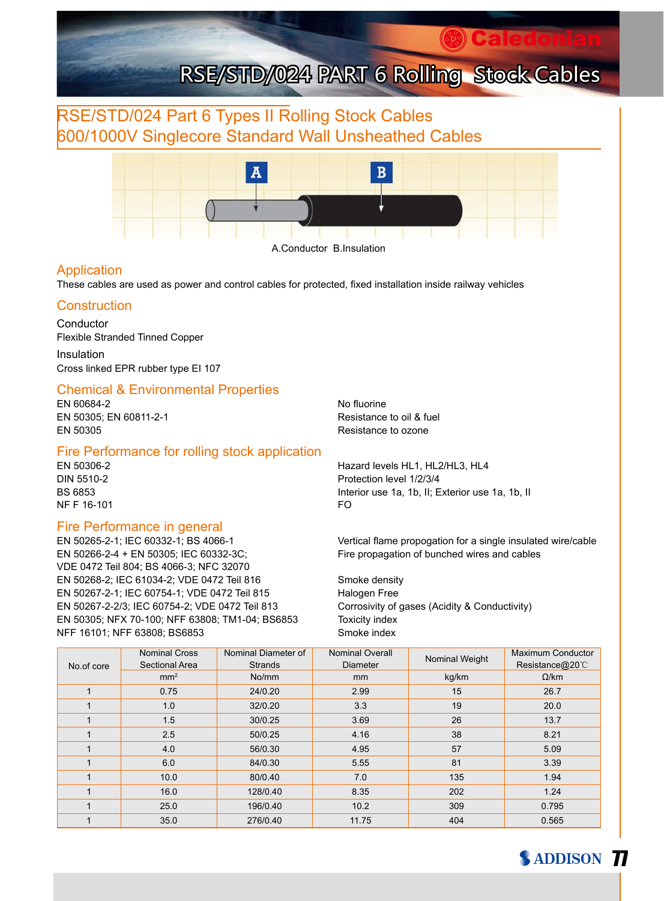# RSE/STD/024 PART 6 Rolling Stock Cables

## RSE/STD/024 Part 6 Types II Rolling Stock Cables
## 600/1000V Singlecore Standard Wall Unsheathed Cables

A.Conductor B.Insulation

### Application

These cables are used as power and control cables for protected, fixed installation inside railway vehicles

### Construction

**Conductor**

Flexible Stranded Tinned Copper

**Insulation**

Cross linked EPR rubber type EI 107

### Chemical & Environmental Properties

| | |
|---|---|
| EN 60684-2 | No fluorine |
| EN 50305; EN 60811-2-1 | Resistance to oil & fuel |
| EN 50305 | Resistance to ozone |

### Fire Performance for rolling stock application

| | |
|---|---|
| EN 50306-2 | Hazard levels HL1, HL2/HL3, HL4 |
| DIN 5510-2 | Protection level 1/2/3/4 |
| BS 6853 | Interior use 1a, 1b, II; Exterior use 1a, 1b, II |
| NF F 16-101 | FO |

### Fire Performance in general

| | |
|---|---|
| EN 50265-2-1; IEC 60332-1; BS 4066-1 | Vertical flame propogation for a single insulated wire/cable |
| EN 50266-2-4 + EN 50305; IEC 60332-3C; VDE 0472 Teil 804; BS 4066-3; NFC 32070 | Fire propagation of bunched wires and cables |
| EN 50268-2; IEC 61034-2; VDE 0472 Teil 816 | Smoke density |
| EN 50267-2-1; IEC 60754-1; VDE 0472 Teil 815 | Halogen Free |
| EN 50267-2-2/3; IEC 60754-2; VDE 0472 Teil 813 | Corrosivity of gases (Acidity & Conductivity) |
| EN 50305; NFX 70-100; NFF 63808; TM1-04; BS6853 | Toxicity index |
| NFF 16101; NFF 63808; BS6853 | Smoke index |

| No.of core | Nominal Cross Sectional Area | Nominal Diameter of Strands | Nominal Overall Diameter | Nominal Weight | Maximum Conductor Resistance@20℃ |
|---|---|---|---|---|---|
| | $mm^2$ | No/mm | mm | kg/km | Ω/km |
| 1 | 0.75 | 24/0.20 | 2.99 | 15 | 26.7 |
| 1 | 1.0 | 32/0.20 | 3.3 | 19 | 20.0 |
| 1 | 1.5 | 30/0.25 | 3.69 | 26 | 13.7 |
| 1 | 2.5 | 50/0.25 | 4.16 | 38 | 8.21 |
| 1 | 4.0 | 56/0.30 | 4.95 | 57 | 5.09 |
| 1 | 6.0 | 84/0.30 | 5.55 | 81 | 3.39 |
| 1 | 10.0 | 80/0.40 | 7.0 | 135 | 1.94 |
| 1 | 16.0 | 128/0.40 | 8.35 | 202 | 1.24 |
| 1 | 25.0 | 196/0.40 | 10.2 | 309 | 0.795 |
| 1 | 35.0 | 276/0.40 | 11.75 | 404 | 0.565 |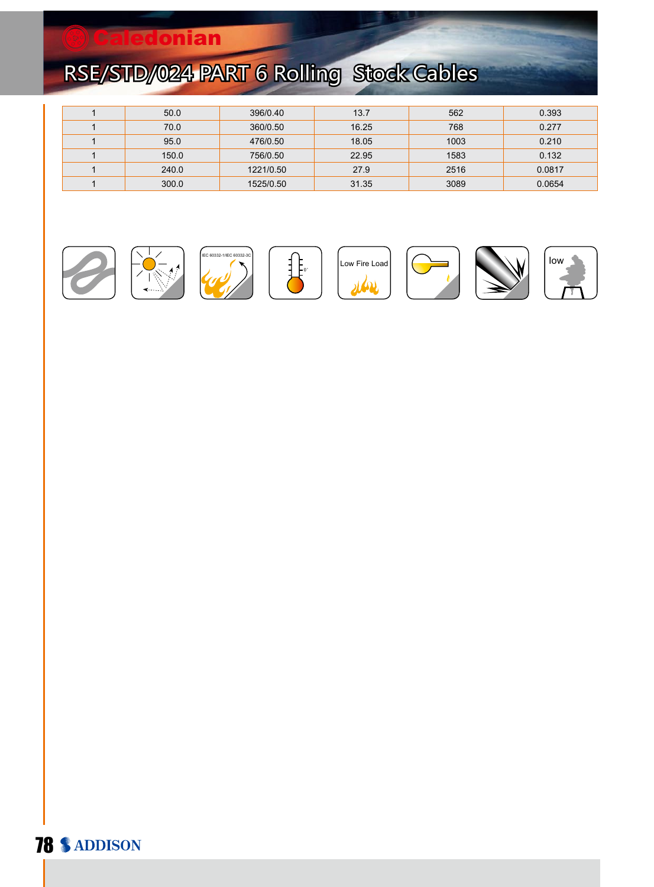# RSE/STD/024 PART 6 Rolling Stock Cables

| | | | | | |
|---|---|---|---|---|---|
| 1 | 50.0 | 396/0.40 | 13.7 | 562 | 0.393 |
| 1 | 70.0 | 360/0.50 | 16.25 | 768 | 0.277 |
| 1 | 95.0 | 476/0.50 | 18.05 | 1003 | 0.210 |
| 1 | 150.0 | 756/0.50 | 22.95 | 1583 | 0.132 |
| 1 | 240.0 | 1221/0.50 | 27.9 | 2516 | 0.0817 |
| 1 | 300.0 | 1525/0.50 | 31.35 | 3089 | 0.0654 |

IEC 60332-1/IEC 60332-3C

Low Fire Load

low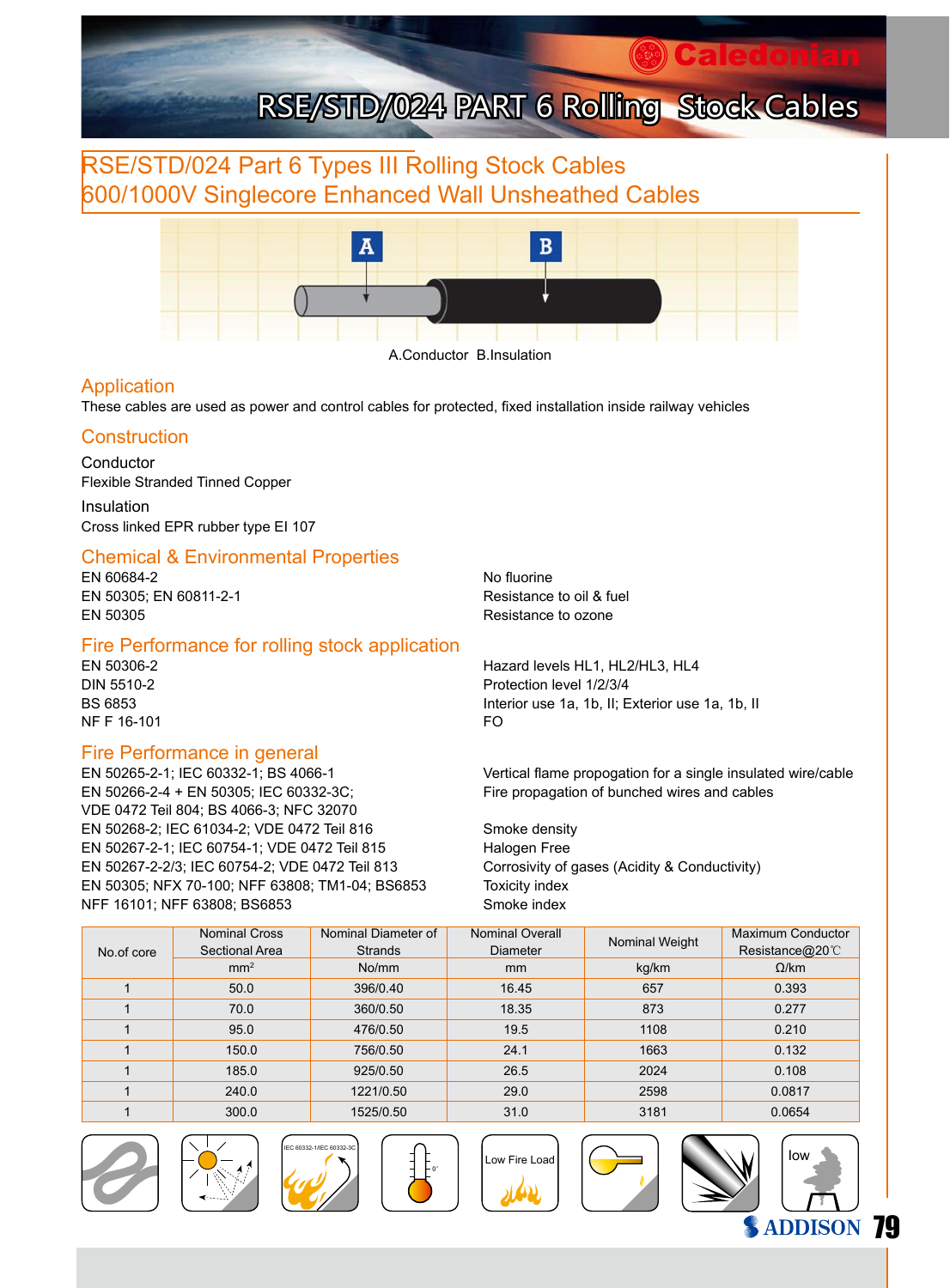# RSE/STD/024 PART 6 Rolling Stock Cables

## RSE/STD/024 Part 6 Types III Rolling Stock Cables
## 600/1000V Singlecore Enhanced Wall Unsheathed Cables

A.Conductor B.Insulation

## Application

These cables are used as power and control cables for protected, fixed installation inside railway vehicles

## Construction

### Conductor

Flexible Stranded Tinned Copper

### Insulation

Cross linked EPR rubber type EI 107

## Chemical & Environmental Properties

| | |
|---|---|
| EN 60684-2 | No fluorine |
| EN 50305; EN 60811-2-1 | Resistance to oil & fuel |
| EN 50305 | Resistance to ozone |

## Fire Performance for rolling stock application

| | |
|---|---|
| EN 50306-2 | Hazard levels HL1, HL2/HL3, HL4 |
| DIN 5510-2 | Protection level 1/2/3/4 |
| BS 6853 | Interior use 1a, 1b, II; Exterior use 1a, 1b, II |
| NF F 16-101 | FO |

## Fire Performance in general

| | |
|---|---|
| EN 50265-2-1; IEC 60332-1; BS 4066-1 | Vertical flame propogation for a single insulated wire/cable |
| EN 50266-2-4 + EN 50305; IEC 60332-3C; VDE 0472 Teil 804; BS 4066-3; NFC 32070 | Fire propagation of bunched wires and cables |
| EN 50268-2; IEC 61034-2; VDE 0472 Teil 816 | Smoke density |
| EN 50267-2-1; IEC 60754-1; VDE 0472 Teil 815 | Halogen Free |
| EN 50267-2-2/3; IEC 60754-2; VDE 0472 Teil 813 | Corrosivity of gases (Acidity & Conductivity) |
| EN 50305; NFX 70-100; NFF 63808; TM1-04; BS6853 | Toxicity index |
| NFF 16101; NFF 63808; BS6853 | Smoke index |

| No.of core | Nominal Cross Sectional Area | Nominal Diameter of Strands | Nominal Overall Diameter | Nominal Weight | Maximum Conductor Resistance@20℃ |
|---|---|---|---|---|---|
| | $mm^2$ | No/mm | mm | kg/km | Ω/km |
| 1 | 50.0 | 396/0.40 | 16.45 | 657 | 0.393 |
| 1 | 70.0 | 360/0.50 | 18.35 | 873 | 0.277 |
| 1 | 95.0 | 476/0.50 | 19.5 | 1108 | 0.210 |
| 1 | 150.0 | 756/0.50 | 24.1 | 1663 | 0.132 |
| 1 | 185.0 | 925/0.50 | 26.5 | 2024 | 0.108 |
| 1 | 240.0 | 1221/0.50 | 29.0 | 2598 | 0.0817 |
| 1 | 300.0 | 1525/0.50 | 31.0 | 3181 | 0.0654 |

IEC 60332-1/IEC 60332-3C

Low Fire Load

low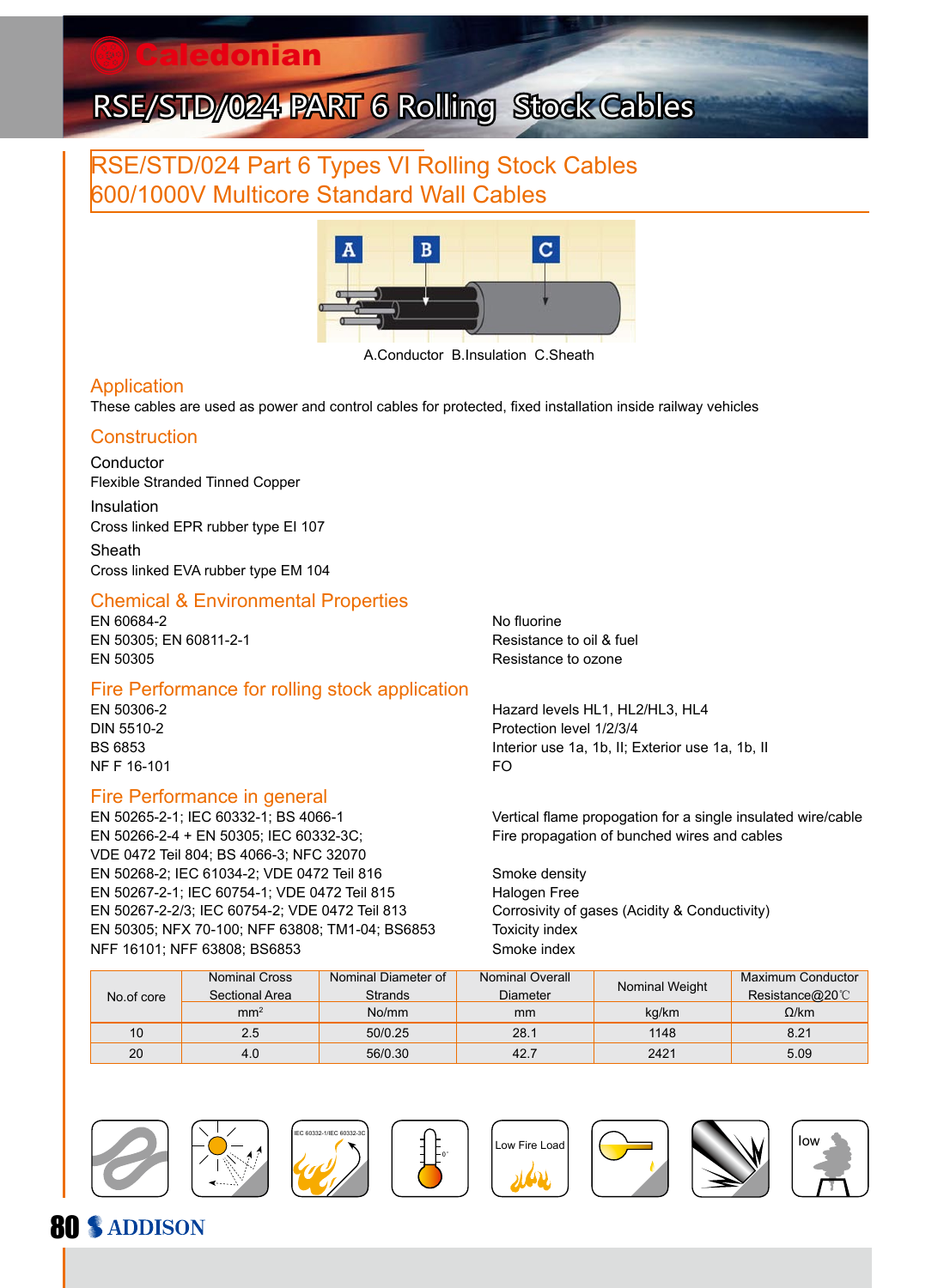# RSE/STD/024 PART 6 Rolling Stock Cables

## RSE/STD/024 Part 6 Types VI Rolling Stock Cables 600/1000V Multicore Standard Wall Cables

A.Conductor B.Insulation C.Sheath

### Application

These cables are used as power and control cables for protected, fixed installation inside railway vehicles

### Construction

**Conductor**
Flexible Stranded Tinned Copper

**Insulation**
Cross linked EPR rubber type EI 107

**Sheath**
Cross linked EVA rubber type EM 104

### Chemical & Environmental Properties

| | |
|---|---|
| EN 60684-2 | No fluorine |
| EN 50305; EN 60811-2-1 | Resistance to oil & fuel |
| EN 50305 | Resistance to ozone |

### Fire Performance for rolling stock application

| | |
|---|---|
| EN 50306-2 | Hazard levels HL1, HL2/HL3, HL4 |
| DIN 5510-2 | Protection level 1/2/3/4 |
| BS 6853 | Interior use 1a, 1b, II; Exterior use 1a, 1b, II |
| NF F 16-101 | FO |

### Fire Performance in general

| | |
|---|---|
| EN 50265-2-1; IEC 60332-1; BS 4066-1 | Vertical flame propogation for a single insulated wire/cable |
| EN 50266-2-4 + EN 50305; IEC 60332-3C; VDE 0472 Teil 804; BS 4066-3; NFC 32070 | Fire propagation of bunched wires and cables |
| EN 50268-2; IEC 61034-2; VDE 0472 Teil 816 | Smoke density |
| EN 50267-2-1; IEC 60754-1; VDE 0472 Teil 815 | Halogen Free |
| EN 50267-2-2/3; IEC 60754-2; VDE 0472 Teil 813 | Corrosivity of gases (Acidity & Conductivity) |
| EN 50305; NFX 70-100; NFF 63808; TM1-04; BS6853 | Toxicity index |
| NFF 16101; NFF 63808; BS6853 | Smoke index |

| No.of core | Nominal Cross Sectional Area | Nominal Diameter of Strands | Nominal Overall Diameter | Nominal Weight | Maximum Conductor Resistance@20℃ |
|---|---|---|---|---|---|
| | $mm^2$ | No/mm | mm | kg/km | Ω/km |
| 10 | 2.5 | 50/0.25 | 28.1 | 1148 | 8.21 |
| 20 | 4.0 | 56/0.30 | 42.7 | 2421 | 5.09 |

IEC 60332-1/IEC 60332-3C    Low Fire Load    low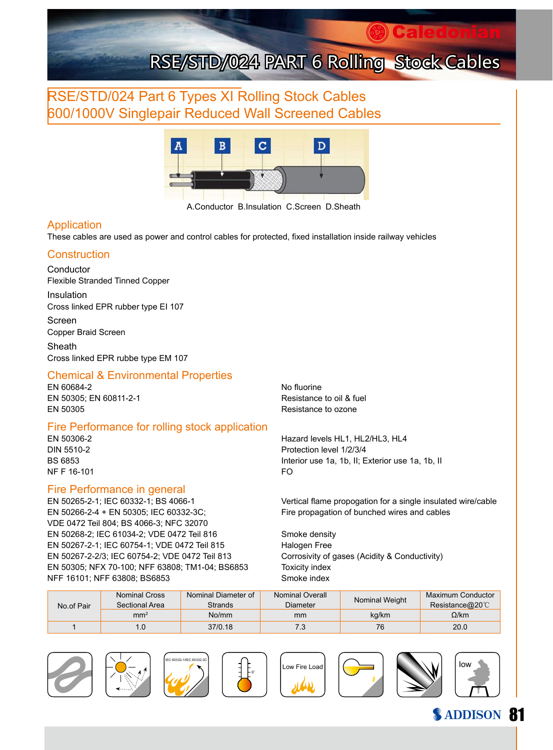# RSE/STD/024 PART 6 Rolling Stock Cables

## RSE/STD/024 Part 6 Types XI Rolling Stock Cables 600/1000V Singlepair Reduced Wall Screened Cables

A.Conductor B.Insulation C.Screen D.Sheath

### Application

These cables are used as power and control cables for protected, fixed installation inside railway vehicles

### Construction

**Conductor**

Flexible Stranded Tinned Copper

**Insulation**

Cross linked EPR rubber type EI 107

**Screen**

Copper Braid Screen

**Sheath**

Cross linked EPR rubbe type EM 107

### Chemical & Environmental Properties

| | |
|---|---|
| EN 60684-2 | No fluorine |
| EN 50305; EN 60811-2-1 | Resistance to oil & fuel |
| EN 50305 | Resistance to ozone |

### Fire Performance for rolling stock application

| | |
|---|---|
| EN 50306-2 | Hazard levels HL1, HL2/HL3, HL4 |
| DIN 5510-2 | Protection level 1/2/3/4 |
| BS 6853 | Interior use 1a, 1b, II; Exterior use 1a, 1b, II |
| NF F 16-101 | FO |

### Fire Performance in general

| | |
|---|---|
| EN 50265-2-1; IEC 60332-1; BS 4066-1 | Vertical flame propogation for a single insulated wire/cable |
| EN 50266-2-4 + EN 50305; IEC 60332-3C; VDE 0472 Teil 804; BS 4066-3; NFC 32070 | Fire propagation of bunched wires and cables |
| EN 50268-2; IEC 61034-2; VDE 0472 Teil 816 | Smoke density |
| EN 50267-2-1; IEC 60754-1; VDE 0472 Teil 815 | Halogen Free |
| EN 50267-2-2/3; IEC 60754-2; VDE 0472 Teil 813 | Corrosivity of gases (Acidity & Conductivity) |
| EN 50305; NFX 70-100; NFF 63808; TM1-04; BS6853 | Toxicity index |
| NFF 16101; NFF 63808; BS6853 | Smoke index |

| No.of Pair | Nominal Cross Sectional Area | Nominal Diameter of Strands | Nominal Overall Diameter | Nominal Weight | Maximum Conductor Resistance@20℃ |
|---|---|---|---|---|---|
| | $mm^2$ | No/mm | mm | kg/km | Ω/km |
| 1 | 1.0 | 37/0.18 | 7.3 | 76 | 20.0 |

IEC 60332-1/IEC 60332-3C

Low Fire Load

low